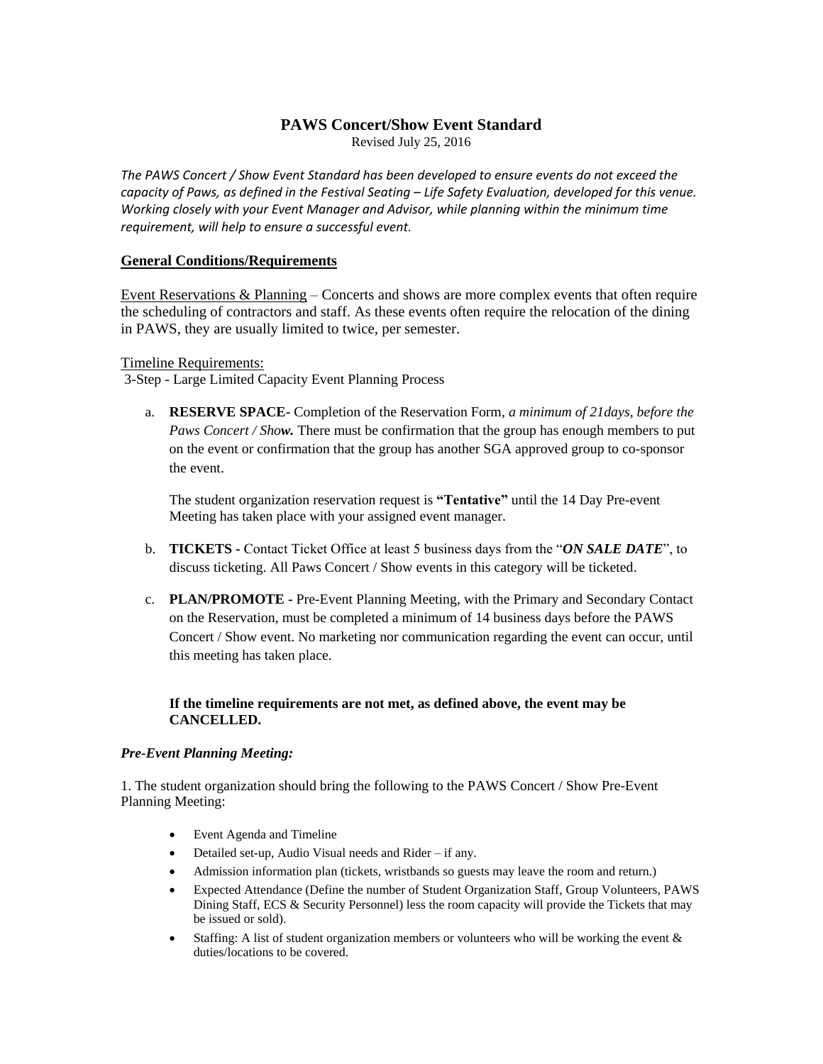# PAWS Concert/Show Event Standard

Revised July 25, 2016

*The PAWS Concert / Show Event Standard has been developed to ensure events do not exceed the capacity of Paws, as defined in the Festival Seating – Life Safety Evaluation, developed for this venue. Working closely with your Event Manager and Advisor, while planning within the minimum time requirement, will help to ensure a successful event.*

## General Conditions/Requirements

Event Reservations & Planning – Concerts and shows are more complex events that often require the scheduling of contractors and staff. As these events often require the relocation of the dining in PAWS, they are usually limited to twice, per semester.

Timeline Requirements:

3-Step - Large Limited Capacity Event Planning Process

a. **RESERVE SPACE-** Completion of the Reservation Form, *a minimum of 21days, before the Paws Concert / Sho**w.*** There must be confirmation that the group has enough members to put on the event or confirmation that the group has another SGA approved group to co-sponsor the event.

   The student organization reservation request is **"Tentative"** until the 14 Day Pre-event Meeting has taken place with your assigned event manager.

b. **TICKETS -** Contact Ticket Office at least 5 business days from the "***ON SALE DATE***", to discuss ticketing. All Paws Concert / Show events in this category will be ticketed.

c. **PLAN/PROMOTE -** Pre-Event Planning Meeting, with the Primary and Secondary Contact on the Reservation, must be completed a minimum of 14 business days before the PAWS Concert / Show event. No marketing nor communication regarding the event can occur, until this meeting has taken place.

**If the timeline requirements are not met, as defined above, the event may be CANCELLED.**

***Pre-Event Planning Meeting:***

1. The student organization should bring the following to the PAWS Concert / Show Pre-Event Planning Meeting:

- Event Agenda and Timeline
- Detailed set-up, Audio Visual needs and Rider – if any.
- Admission information plan (tickets, wristbands so guests may leave the room and return.)
- Expected Attendance (Define the number of Student Organization Staff, Group Volunteers, PAWS Dining Staff, ECS & Security Personnel) less the room capacity will provide the Tickets that may be issued or sold).
- Staffing: A list of student organization members or volunteers who will be working the event & duties/locations to be covered.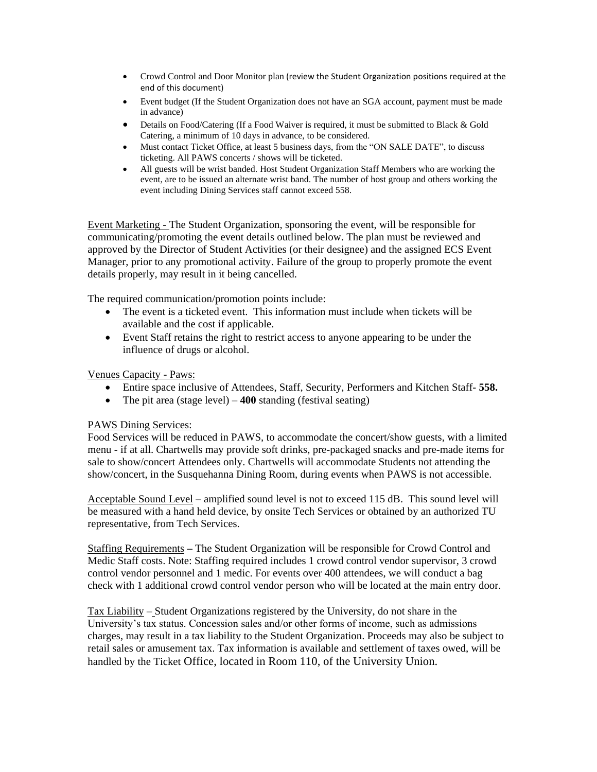- Crowd Control and Door Monitor plan (review the Student Organization positions required at the end of this document)
- Event budget (If the Student Organization does not have an SGA account, payment must be made in advance)
- Details on Food/Catering (If a Food Waiver is required, it must be submitted to Black & Gold Catering, a minimum of 10 days in advance, to be considered.
- Must contact Ticket Office, at least 5 business days, from the "ON SALE DATE", to discuss ticketing. All PAWS concerts / shows will be ticketed.
- All guests will be wrist banded. Host Student Organization Staff Members who are working the event, are to be issued an alternate wrist band. The number of host group and others working the event including Dining Services staff cannot exceed 558.

Event Marketing - The Student Organization, sponsoring the event, will be responsible for communicating/promoting the event details outlined below. The plan must be reviewed and approved by the Director of Student Activities (or their designee) and the assigned ECS Event Manager, prior to any promotional activity. Failure of the group to properly promote the event details properly, may result in it being cancelled.

The required communication/promotion points include:

- The event is a ticketed event. This information must include when tickets will be available and the cost if applicable.
- Event Staff retains the right to restrict access to anyone appearing to be under the influence of drugs or alcohol.

Venues Capacity - Paws:

- Entire space inclusive of Attendees, Staff, Security, Performers and Kitchen Staff- **558.**
- The pit area (stage level) – **400** standing (festival seating)

PAWS Dining Services:
Food Services will be reduced in PAWS, to accommodate the concert/show guests, with a limited menu - if at all. Chartwells may provide soft drinks, pre-packaged snacks and pre-made items for sale to show/concert Attendees only. Chartwells will accommodate Students not attending the show/concert, in the Susquehanna Dining Room, during events when PAWS is not accessible.

Acceptable Sound Level **–** amplified sound level is not to exceed 115 dB. This sound level will be measured with a hand held device, by onsite Tech Services or obtained by an authorized TU representative, from Tech Services.

Staffing Requirements **–** The Student Organization will be responsible for Crowd Control and Medic Staff costs. Note: Staffing required includes 1 crowd control vendor supervisor, 3 crowd control vendor personnel and 1 medic. For events over 400 attendees, we will conduct a bag check with 1 additional crowd control vendor person who will be located at the main entry door.

Tax Liability – Student Organizations registered by the University, do not share in the University's tax status. Concession sales and/or other forms of income, such as admissions charges, may result in a tax liability to the Student Organization. Proceeds may also be subject to retail sales or amusement tax. Tax information is available and settlement of taxes owed, will be handled by the Ticket Office, located in Room 110, of the University Union.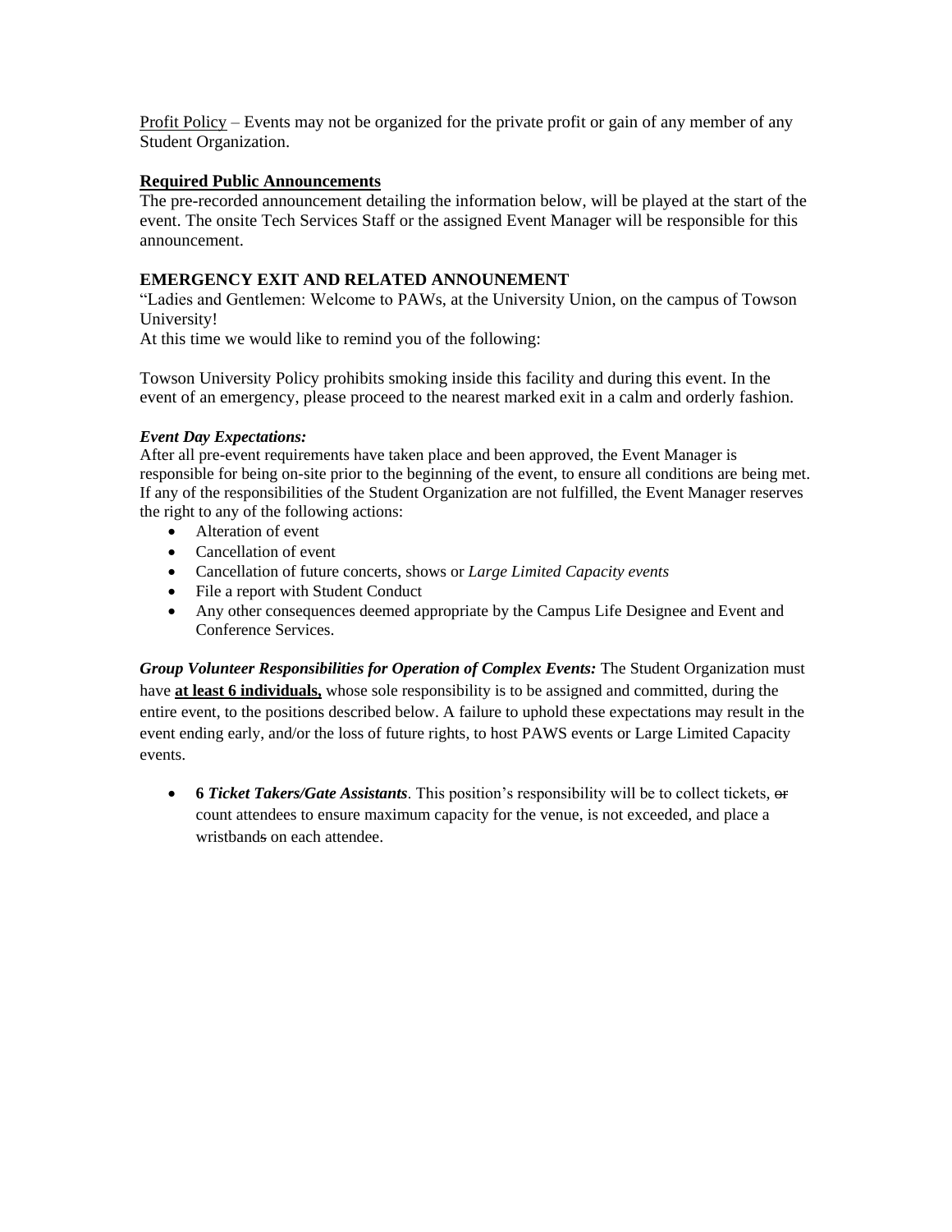Profit Policy – Events may not be organized for the private profit or gain of any member of any Student Organization.

**Required Public Announcements**

The pre-recorded announcement detailing the information below, will be played at the start of the event. The onsite Tech Services Staff or the assigned Event Manager will be responsible for this announcement.

**EMERGENCY EXIT AND RELATED ANNOUNEMENT**

"Ladies and Gentlemen: Welcome to PAWs, at the University Union, on the campus of Towson University!

At this time we would like to remind you of the following:

Towson University Policy prohibits smoking inside this facility and during this event. In the event of an emergency, please proceed to the nearest marked exit in a calm and orderly fashion.

***Event Day Expectations:***

After all pre-event requirements have taken place and been approved, the Event Manager is responsible for being on-site prior to the beginning of the event, to ensure all conditions are being met. If any of the responsibilities of the Student Organization are not fulfilled, the Event Manager reserves the right to any of the following actions:

- Alteration of event
- Cancellation of event
- Cancellation of future concerts, shows or *Large Limited Capacity events*
- File a report with Student Conduct
- Any other consequences deemed appropriate by the Campus Life Designee and Event and Conference Services.

***Group Volunteer Responsibilities for Operation of Complex Events:*** The Student Organization must have **at least 6 individuals,** whose sole responsibility is to be assigned and committed, during the entire event, to the positions described below. A failure to uphold these expectations may result in the event ending early, and/or the loss of future rights, to host PAWS events or Large Limited Capacity events.

- **6 *Ticket Takers/Gate Assistants***. This position's responsibility will be to collect tickets, ~~or~~ count attendees to ensure maximum capacity for the venue, is not exceeded, and place a wristband~~s~~ on each attendee.